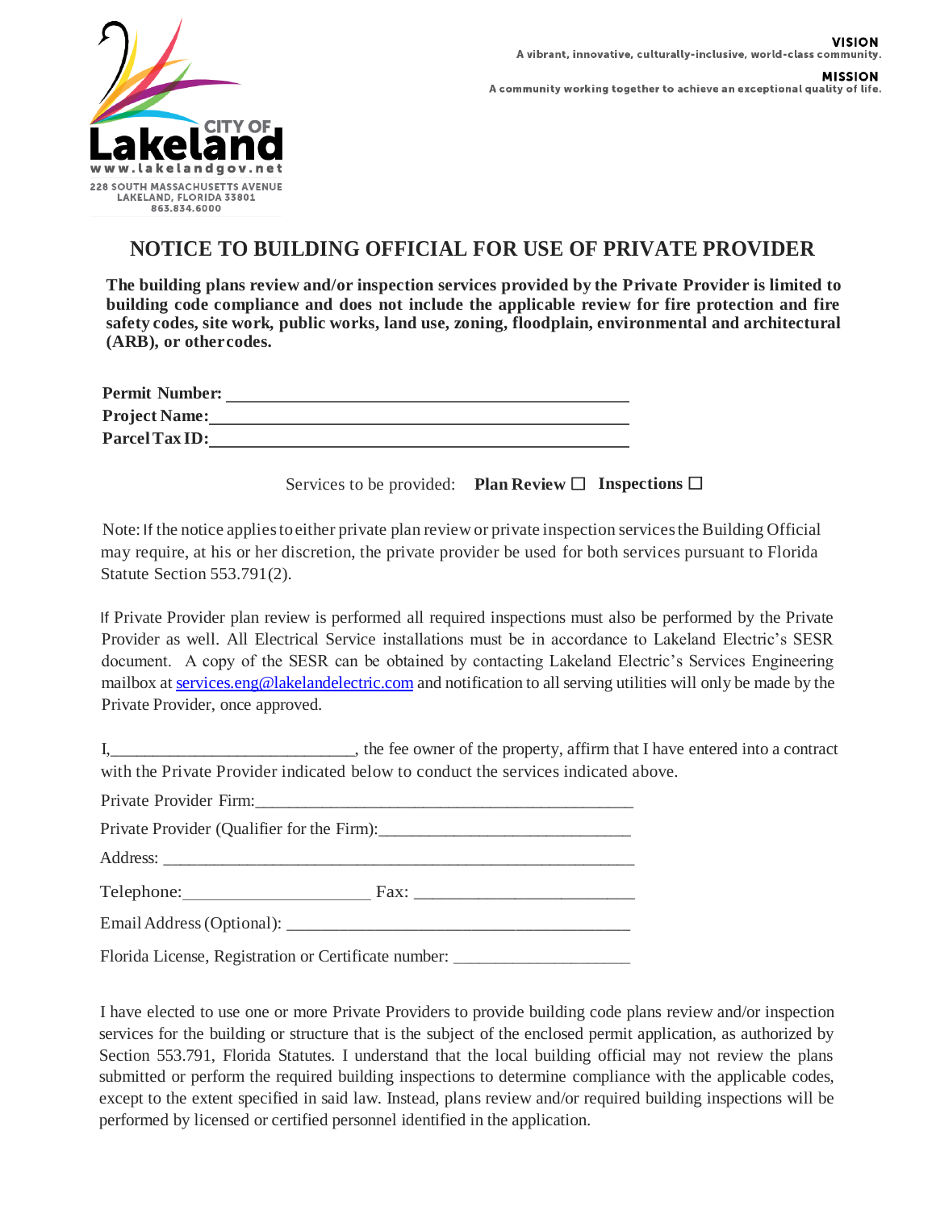CITY OF Lakeland
www.lakelandgov.net
228 SOUTH MASSACHUSETTS AVENUE
LAKELAND, FLORIDA 33801
863.834.6000

**VISION**
A vibrant, innovative, culturally-inclusive, world-class community.

**MISSION**
A community working together to achieve an exceptional quality of life.

# NOTICE TO BUILDING OFFICIAL FOR USE OF PRIVATE PROVIDER

**The building plans review and/or inspection services provided by the Private Provider is limited to building code compliance and does not include the applicable review for fire protection and fire safety codes, site work, public works, land use, zoning, floodplain, environmental and architectural (ARB), or other codes.**

**Permit Number:** ______________________________

**Project Name:** ______________________________

**Parcel Tax ID:** ______________________________

Services to be provided: **Plan Review** ☐ **Inspections** ☐

Note: If the notice applies to either private plan review or private inspection services the Building Official may require, at his or her discretion, the private provider be used for both services pursuant to Florida Statute Section 553.791(2).

If Private Provider plan review is performed all required inspections must also be performed by the Private Provider as well. All Electrical Service installations must be in accordance to Lakeland Electric's SESR document. A copy of the SESR can be obtained by contacting Lakeland Electric's Services Engineering mailbox at services.eng@lakelandelectric.com and notification to all serving utilities will only be made by the Private Provider, once approved.

I,____________________________, the fee owner of the property, affirm that I have entered into a contract with the Private Provider indicated below to conduct the services indicated above.

Private Provider Firm: ______________________________

Private Provider (Qualifier for the Firm): ______________________________

Address: ______________________________

Telephone: ____________________ Fax: ______________________

Email Address (Optional): ______________________________

Florida License, Registration or Certificate number: ____________________

I have elected to use one or more Private Providers to provide building code plans review and/or inspection services for the building or structure that is the subject of the enclosed permit application, as authorized by Section 553.791, Florida Statutes. I understand that the local building official may not review the plans submitted or perform the required building inspections to determine compliance with the applicable codes, except to the extent specified in said law. Instead, plans review and/or required building inspections will be performed by licensed or certified personnel identified in the application.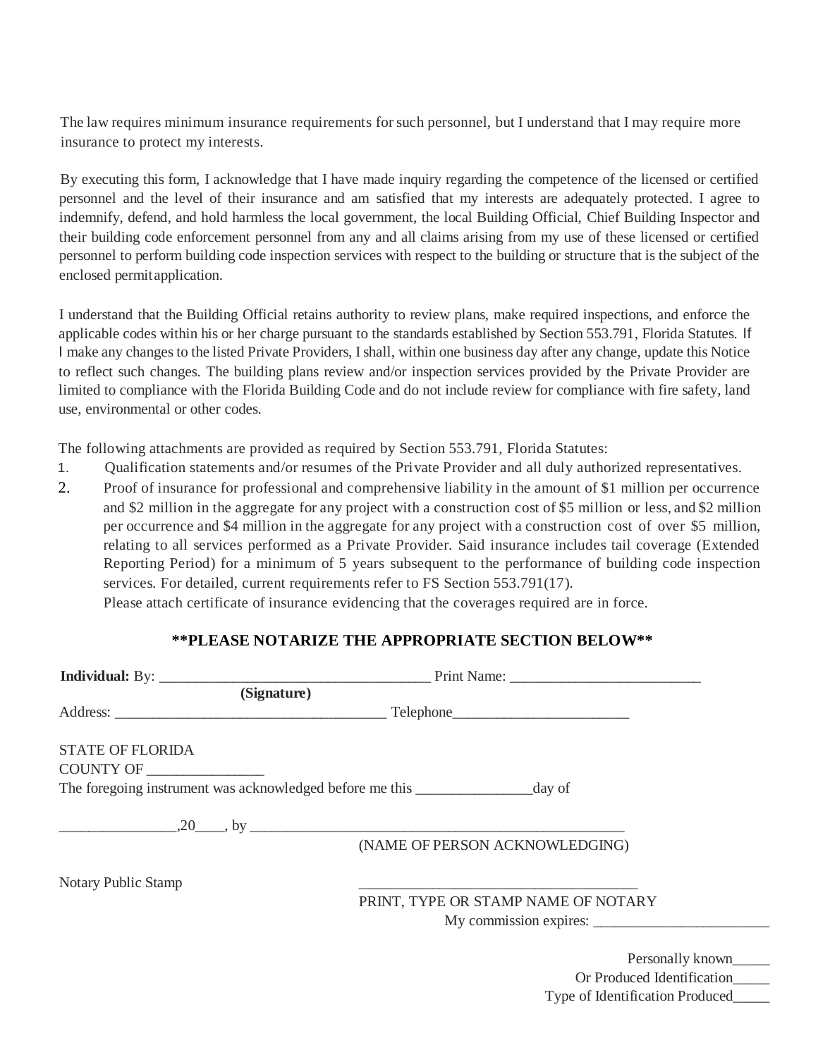The law requires minimum insurance requirements for such personnel, but I understand that I may require more insurance to protect my interests.

By executing this form, I acknowledge that I have made inquiry regarding the competence of the licensed or certified personnel and the level of their insurance and am satisfied that my interests are adequately protected. I agree to indemnify, defend, and hold harmless the local government, the local Building Official, Chief Building Inspector and their building code enforcement personnel from any and all claims arising from my use of these licensed or certified personnel to perform building code inspection services with respect to the building or structure that is the subject of the enclosed permit application.

I understand that the Building Official retains authority to review plans, make required inspections, and enforce the applicable codes within his or her charge pursuant to the standards established by Section 553.791, Florida Statutes. If I make any changes to the listed Private Providers, I shall, within one business day after any change, update this Notice to reflect such changes. The building plans review and/or inspection services provided by the Private Provider are limited to compliance with the Florida Building Code and do not include review for compliance with fire safety, land use, environmental or other codes.

The following attachments are provided as required by Section 553.791, Florida Statutes:

1. Qualification statements and/or resumes of the Private Provider and all duly authorized representatives.
2. Proof of insurance for professional and comprehensive liability in the amount of $1 million per occurrence and $2 million in the aggregate for any project with a construction cost of $5 million or less, and $2 million per occurrence and $4 million in the aggregate for any project with a construction cost of over $5 million, relating to all services performed as a Private Provider. Said insurance includes tail coverage (Extended Reporting Period) for a minimum of 5 years subsequent to the performance of building code inspection services. For detailed, current requirements refer to FS Section 553.791(17).
   Please attach certificate of insurance evidencing that the coverages required are in force.

**\*\*PLEASE NOTARIZE THE APPROPRIATE SECTION BELOW\*\***

**Individual:** By: ___________________________________ Print Name: _________________________
**(Signature)**

Address: ___________________________________ Telephone________________________

STATE OF FLORIDA
COUNTY OF _______________

The foregoing instrument was acknowledged before me this _______________day of

_______________,20____, by ________________________________________________
(NAME OF PERSON ACKNOWLEDGING)

Notary Public Stamp

_____________________________________
PRINT, TYPE OR STAMP NAME OF NOTARY
My commission expires: ________________________

Personally known_____
Or Produced Identification_____
Type of Identification Produced_____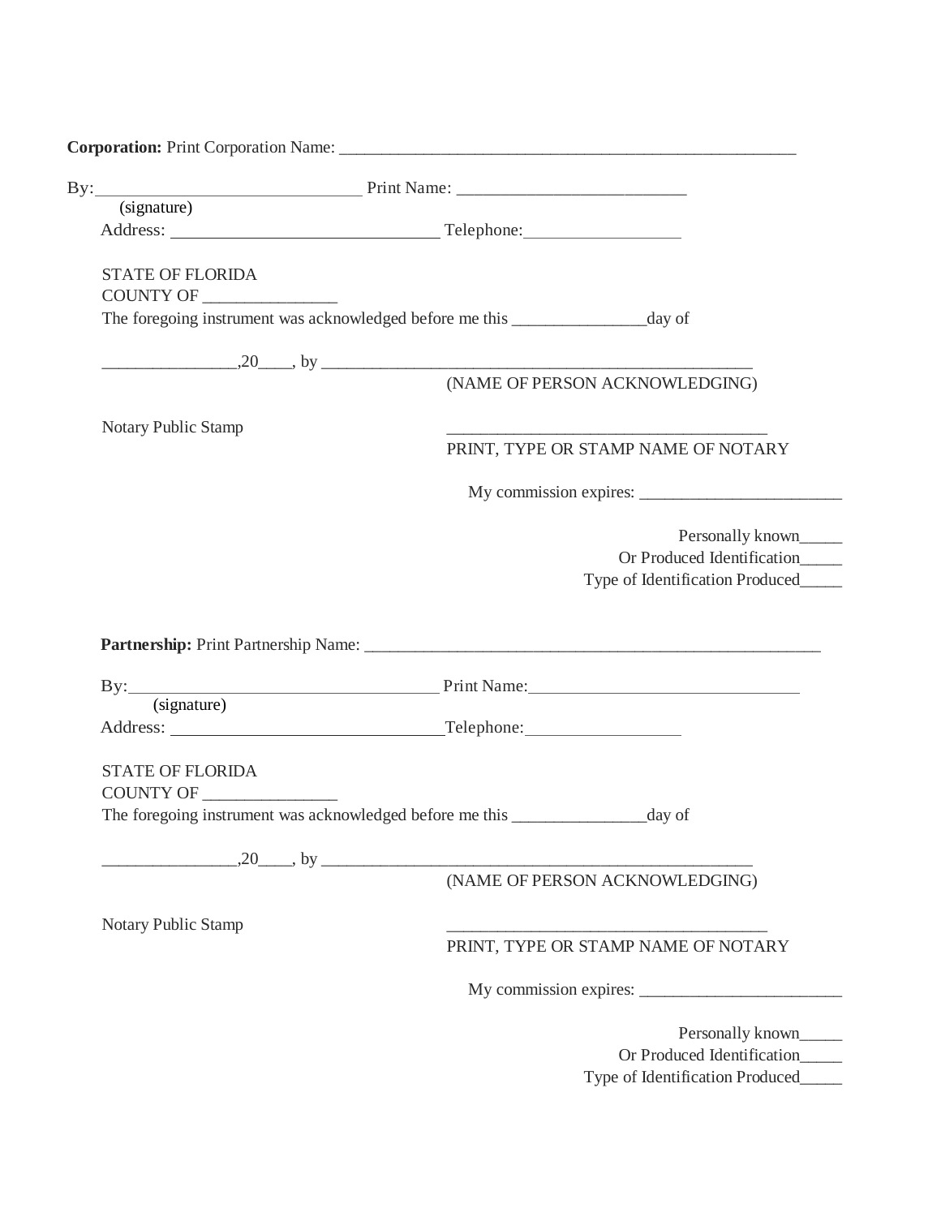**Corporation:** Print Corporation Name: _______________________________________________________

By:_______________________________ Print Name: __________________________
(signature)
Address: ______________________________ Telephone:__________________

STATE OF FLORIDA
COUNTY OF _______________
The foregoing instrument was acknowledged before me this _______________day of

_______________,20____, by ___________________________________________________
(NAME OF PERSON ACKNOWLEDGING)

Notary Public Stamp

______________________________________
PRINT, TYPE OR STAMP NAME OF NOTARY

My commission expires: _______________________

Personally known_____
Or Produced Identification_____
Type of Identification Produced_____

**Partnership:** Print Partnership Name: _______________________________________________________

By:___________________________________ Print Name:______________________________
(signature)
Address: _______________________________Telephone:__________________

STATE OF FLORIDA
COUNTY OF _______________
The foregoing instrument was acknowledged before me this _______________day of

_______________,20____, by ___________________________________________________
(NAME OF PERSON ACKNOWLEDGING)

Notary Public Stamp

______________________________________
PRINT, TYPE OR STAMP NAME OF NOTARY

My commission expires: _______________________

Personally known_____
Or Produced Identification_____
Type of Identification Produced_____